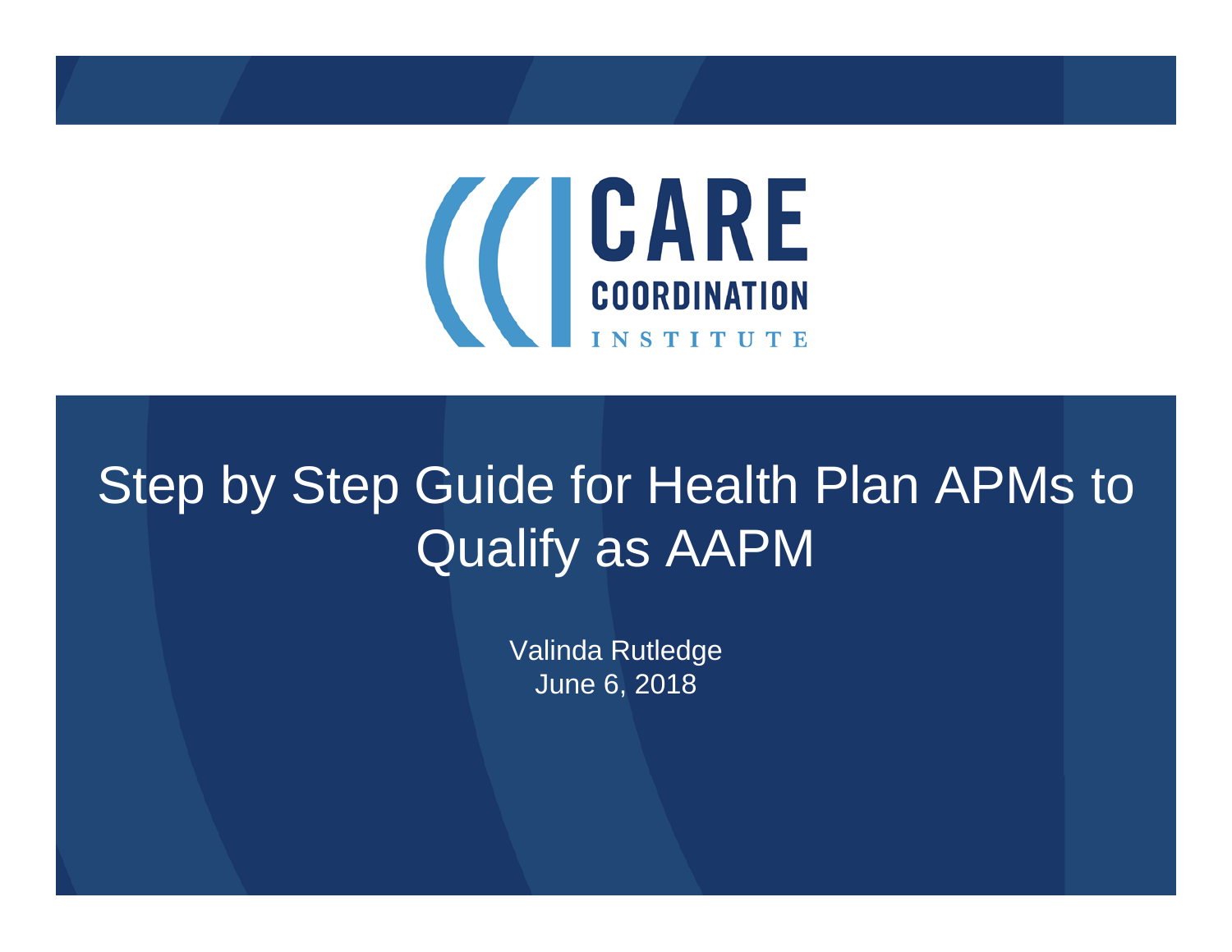CARE COORDINATION INSTITUTE

# Step by Step Guide for Health Plan APMs to Qualify as AAPM

Valinda Rutledge
June 6, 2018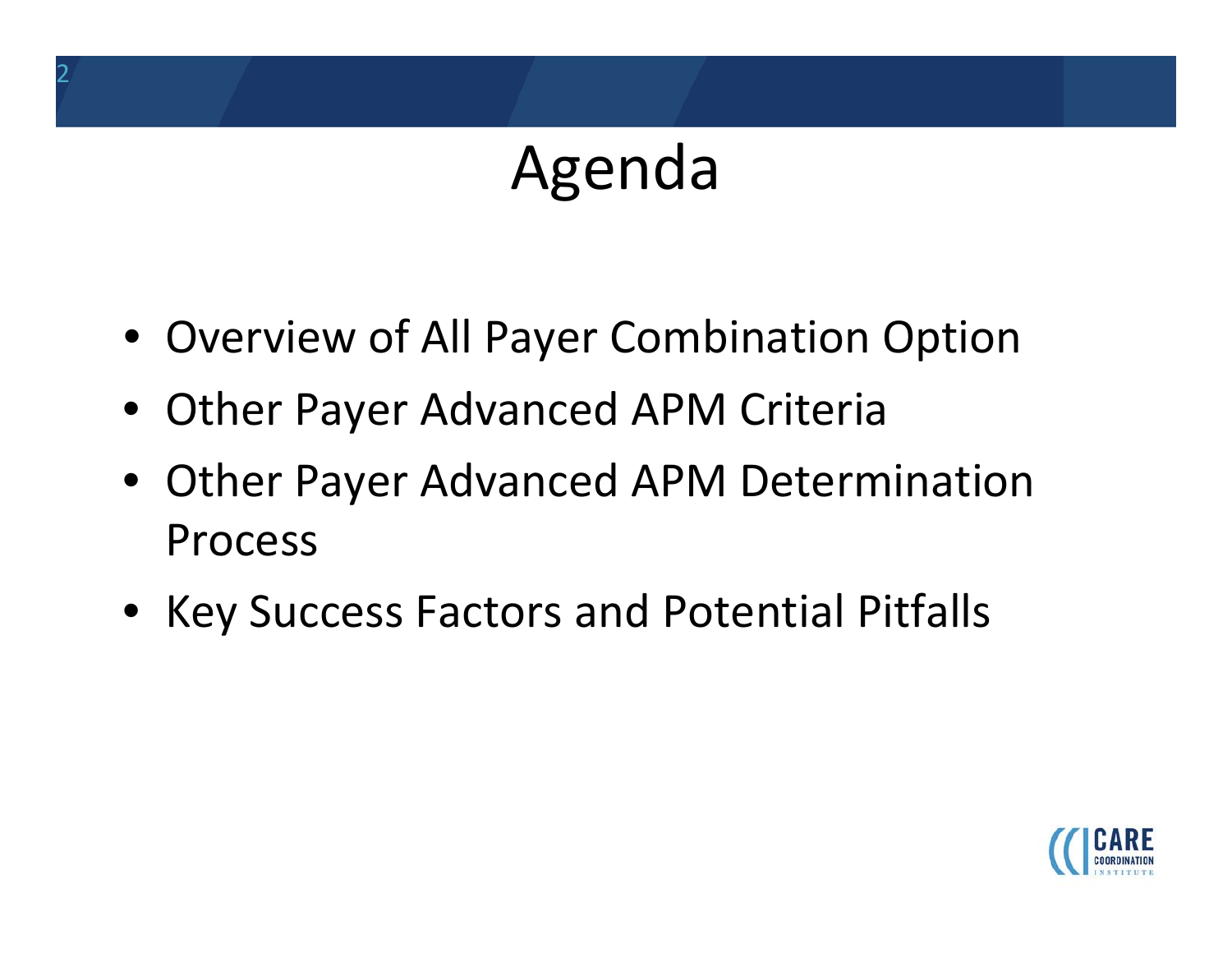# Agenda

- Overview of All Payer Combination Option
- Other Payer Advanced APM Criteria
- Other Payer Advanced APM Determination Process
- Key Success Factors and Potential Pitfalls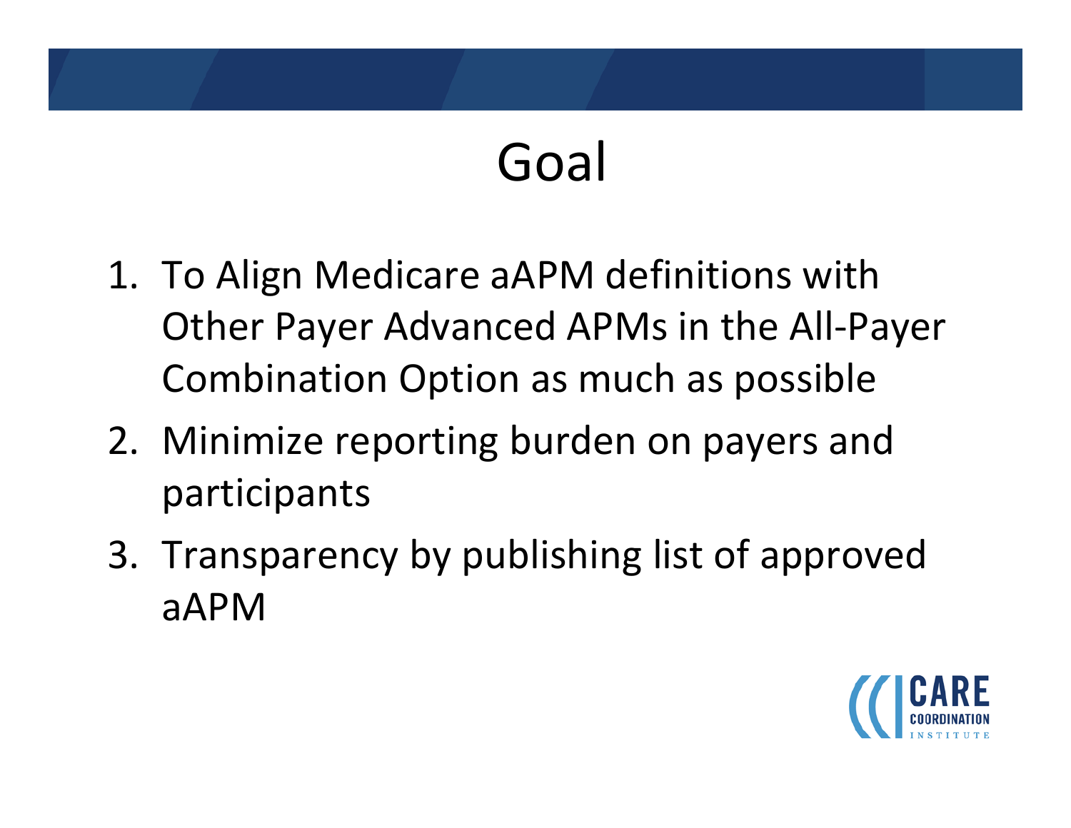# Goal

1. To Align Medicare aAPM definitions with Other Payer Advanced APMs in the All-Payer Combination Option as much as possible
2. Minimize reporting burden on payers and participants
3. Transparency by publishing list of approved aAPM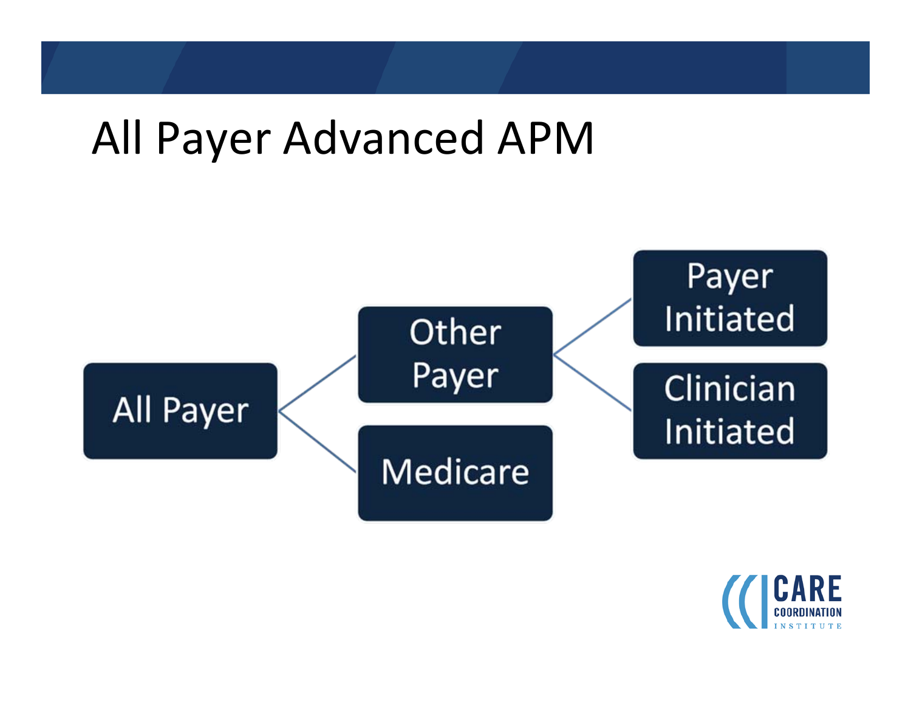# All Payer Advanced APM

- All Payer
  - Other Payer
    - Payer Initiated
    - Clinician Initiated
  - Medicare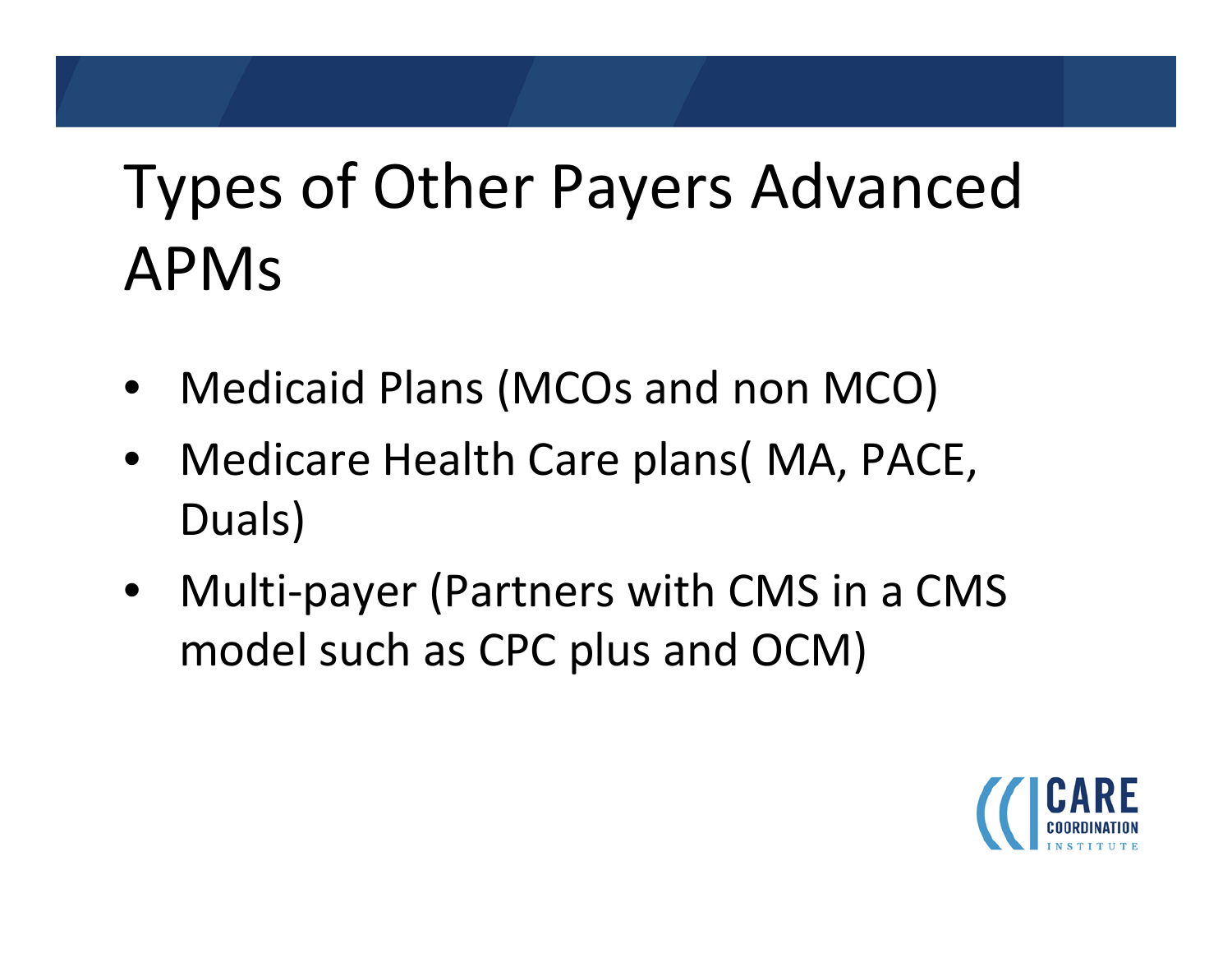# Types of Other Payers Advanced APMs

- Medicaid Plans (MCOs and non MCO)
- Medicare Health Care plans( MA, PACE, Duals)
- Multi-payer (Partners with CMS in a CMS model such as CPC plus and OCM)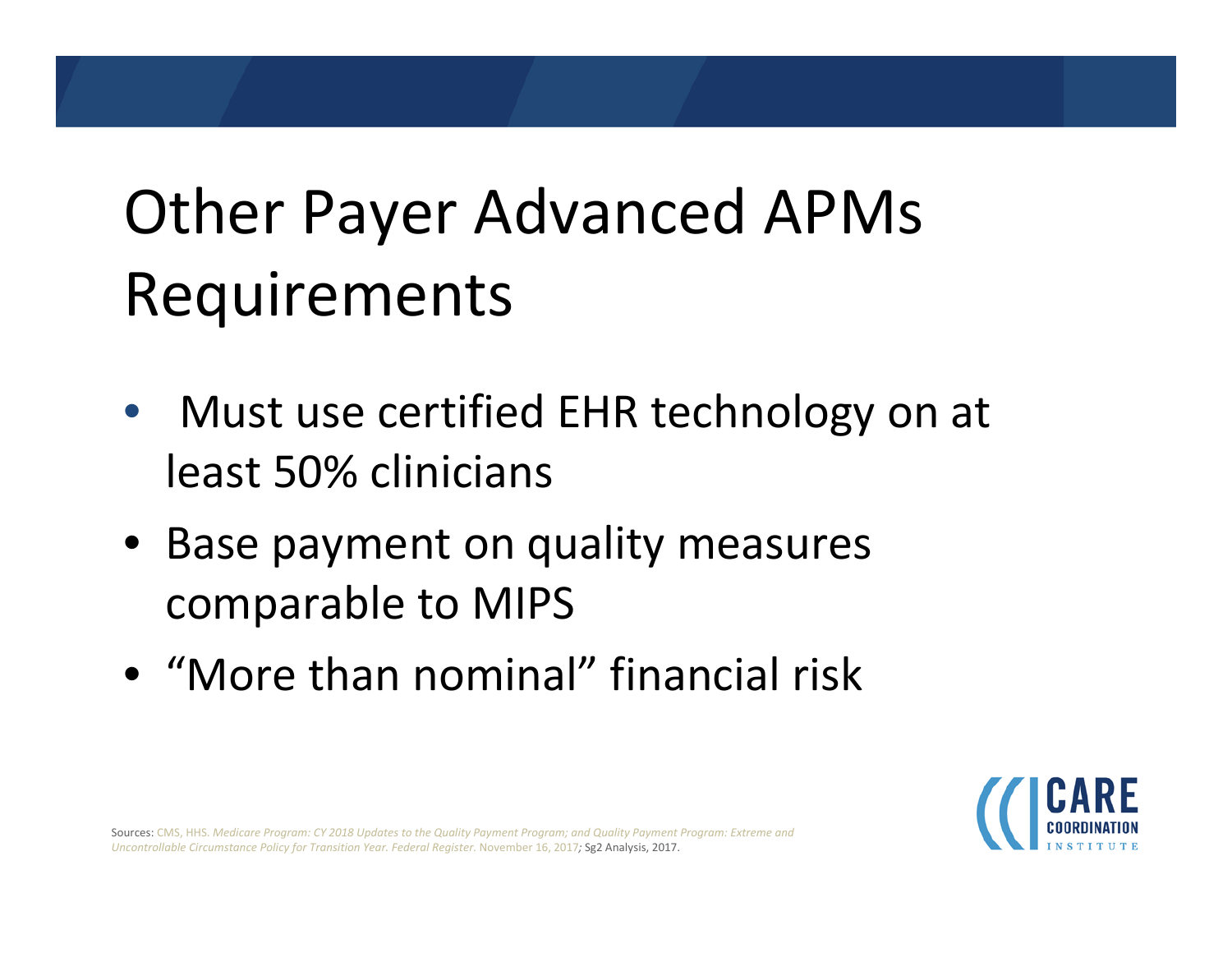# Other Payer Advanced APMs Requirements

- Must use certified EHR technology on at least 50% clinicians
- Base payment on quality measures comparable to MIPS
- "More than nominal" financial risk

Sources: CMS, HHS. *Medicare Program: CY 2018 Updates to the Quality Payment Program; and Quality Payment Program: Extreme and Uncontrollable Circumstance Policy for Transition Year. Federal Register.* November 16, 2017; Sg2 Analysis, 2017.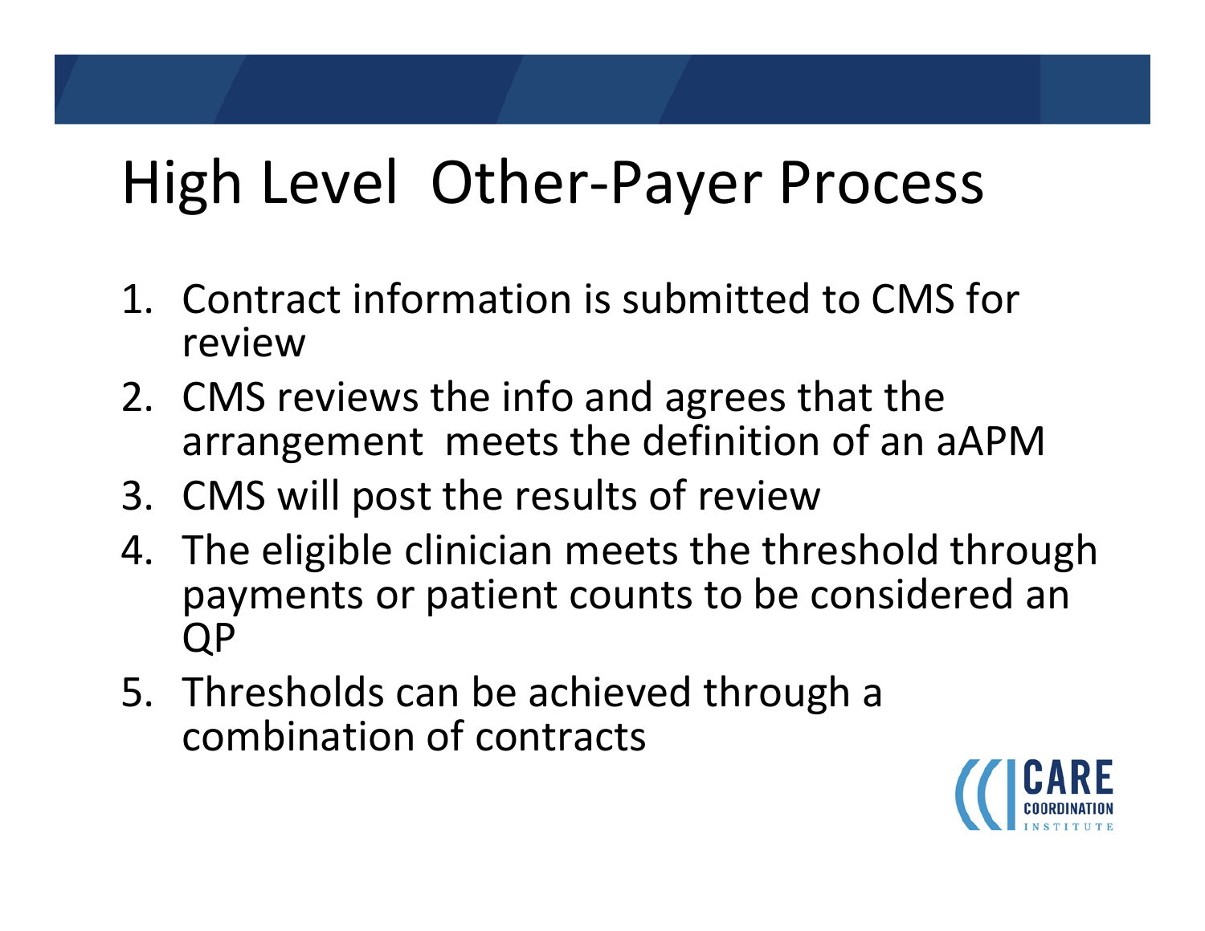# High Level Other-Payer Process

1. Contract information is submitted to CMS for review
2. CMS reviews the info and agrees that the arrangement meets the definition of an aAPM
3. CMS will post the results of review
4. The eligible clinician meets the threshold through payments or patient counts to be considered an QP
5. Thresholds can be achieved through a combination of contracts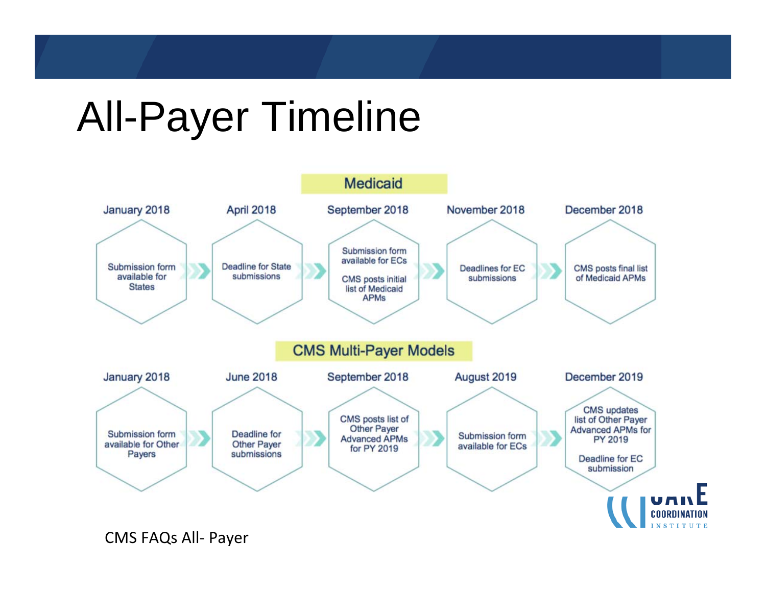# All-Payer Timeline

## Medicaid

- **January 2018**: Submission form available for States
- **April 2018**: Deadline for State submissions
- **September 2018**: Submission form available for ECs; CMS posts initial list of Medicaid APMs
- **November 2018**: Deadlines for EC submissions
- **December 2018**: CMS posts final list of Medicaid APMs

## CMS Multi-Payer Models

- **January 2018**: Submission form available for Other Payers
- **June 2018**: Deadline for Other Payer submissions
- **September 2018**: CMS posts list of Other Payer Advanced APMs for PY 2019
- **August 2019**: Submission form available for ECs
- **December 2019**: CMS updates list of Other Payer Advanced APMs for PY 2019; Deadline for EC submission

CMS FAQs All- Payer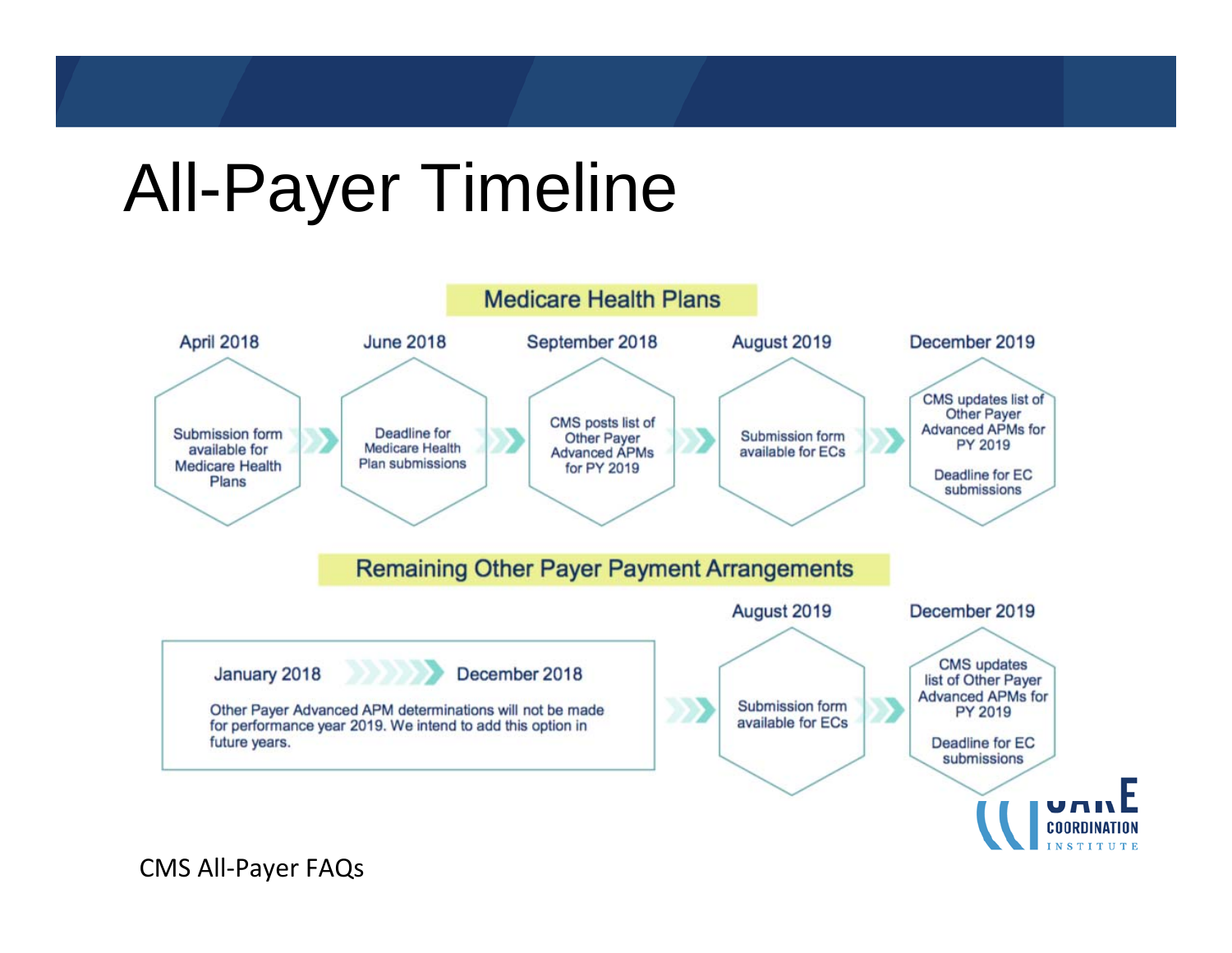# All-Payer Timeline

## Medicare Health Plans

- **April 2018**: Submission form available for Medicare Health Plans
- **June 2018**: Deadline for Medicare Health Plan submissions
- **September 2018**: CMS posts list of Other Payer Advanced APMs for PY 2019
- **August 2019**: Submission form available for ECs
- **December 2019**: CMS updates list of Other Payer Advanced APMs for PY 2019; Deadline for EC submissions

## Remaining Other Payer Payment Arrangements

- **January 2018 – December 2018**: Other Payer Advanced APM determinations will not be made for performance year 2019. We intend to add this option in future years.
- **August 2019**: Submission form available for ECs
- **December 2019**: CMS updates list of Other Payer Advanced APMs for PY 2019; Deadline for EC submissions

CMS All-Payer FAQs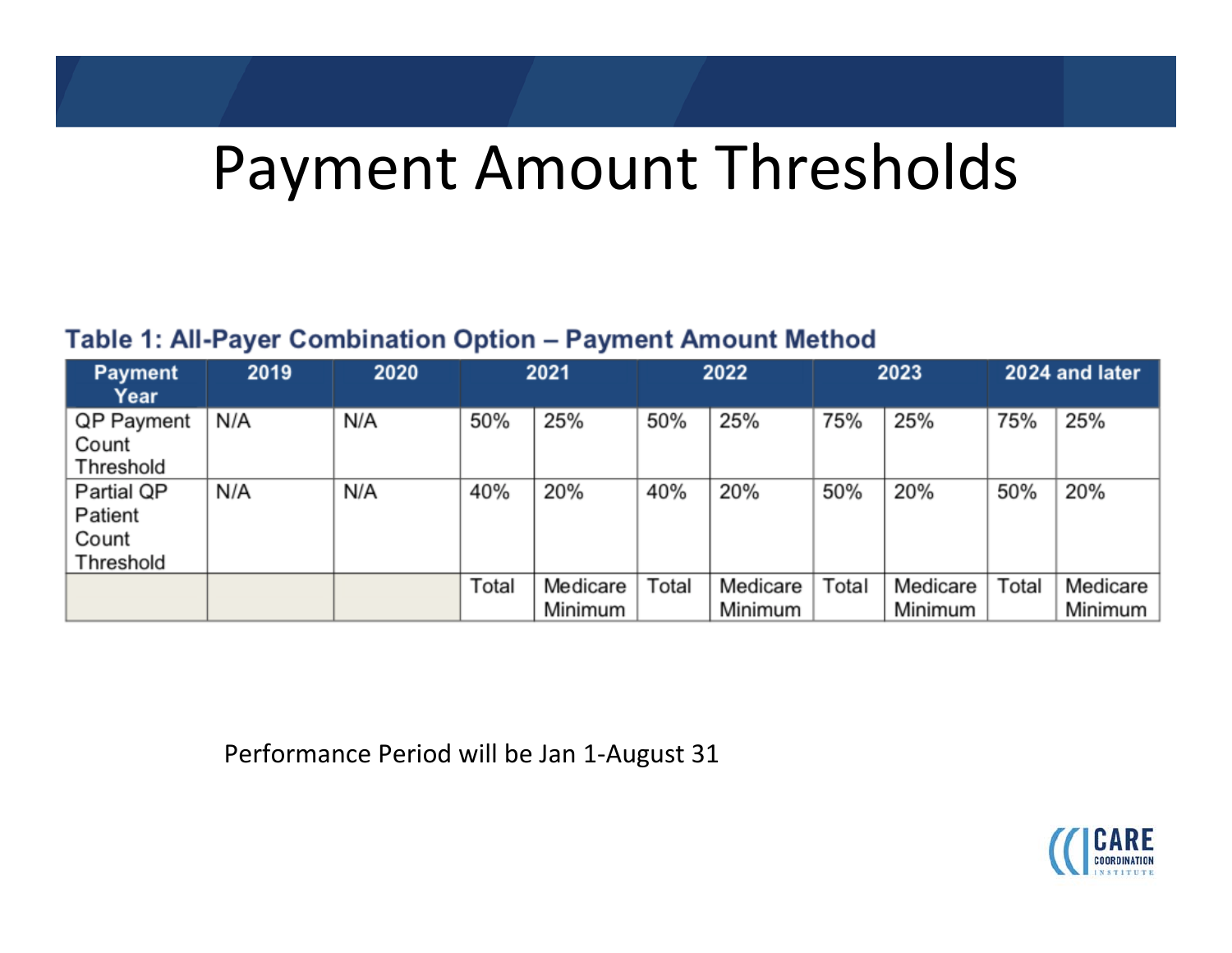# Payment Amount Thresholds

**Table 1: All-Payer Combination Option – Payment Amount Method**

| Payment Year | 2019 | 2020 | 2021 | | 2022 | | 2023 | | 2024 and later | |
|---|---|---|---|---|---|---|---|---|---|---|
| QP Payment Count Threshold | N/A | N/A | 50% | 25% | 50% | 25% | 75% | 25% | 75% | 25% |
| Partial QP Patient Count Threshold | N/A | N/A | 40% | 20% | 40% | 20% | 50% | 20% | 50% | 20% |
| | | | Total | Medicare Minimum | Total | Medicare Minimum | Total | Medicare Minimum | Total | Medicare Minimum |

Performance Period will be Jan 1-August 31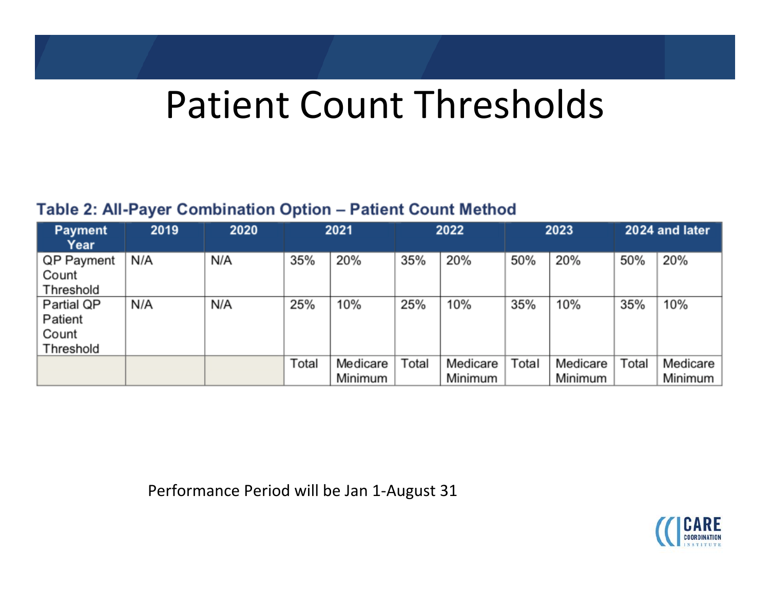# Patient Count Thresholds

**Table 2: All-Payer Combination Option – Patient Count Method**

| Payment Year | 2019 | 2020 | 2021 | | 2022 | | 2023 | | 2024 and later | |
|---|---|---|---|---|---|---|---|---|---|---|
| QP Payment Count Threshold | N/A | N/A | 35% | 20% | 35% | 20% | 50% | 20% | 50% | 20% |
| Partial QP Patient Count Threshold | N/A | N/A | 25% | 10% | 25% | 10% | 35% | 10% | 35% | 10% |
| | | | Total | Medicare Minimum | Total | Medicare Minimum | Total | Medicare Minimum | Total | Medicare Minimum |

Performance Period will be Jan 1-August 31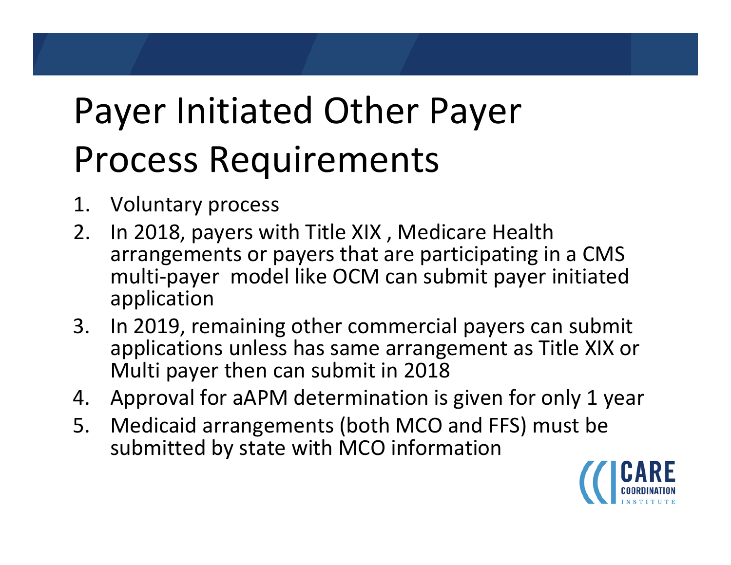# Payer Initiated Other Payer Process Requirements

1. Voluntary process
2. In 2018, payers with Title XIX , Medicare Health arrangements or payers that are participating in a CMS multi-payer model like OCM can submit payer initiated application
3. In 2019, remaining other commercial payers can submit applications unless has same arrangement as Title XIX or Multi payer then can submit in 2018
4. Approval for aAPM determination is given for only 1 year
5. Medicaid arrangements (both MCO and FFS) must be submitted by state with MCO information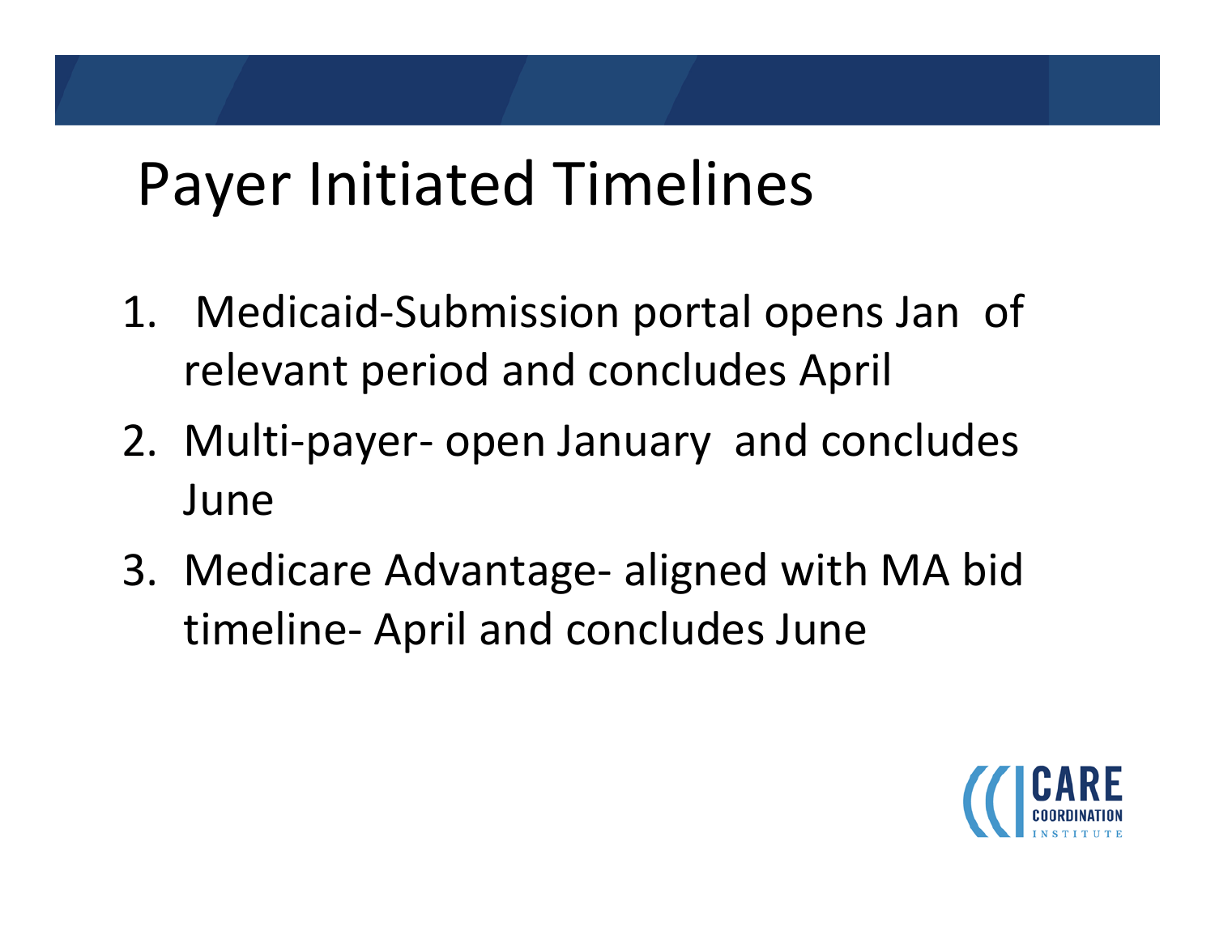# Payer Initiated Timelines

1. Medicaid-Submission portal opens Jan of relevant period and concludes April
2. Multi-payer- open January and concludes June
3. Medicare Advantage- aligned with MA bid timeline- April and concludes June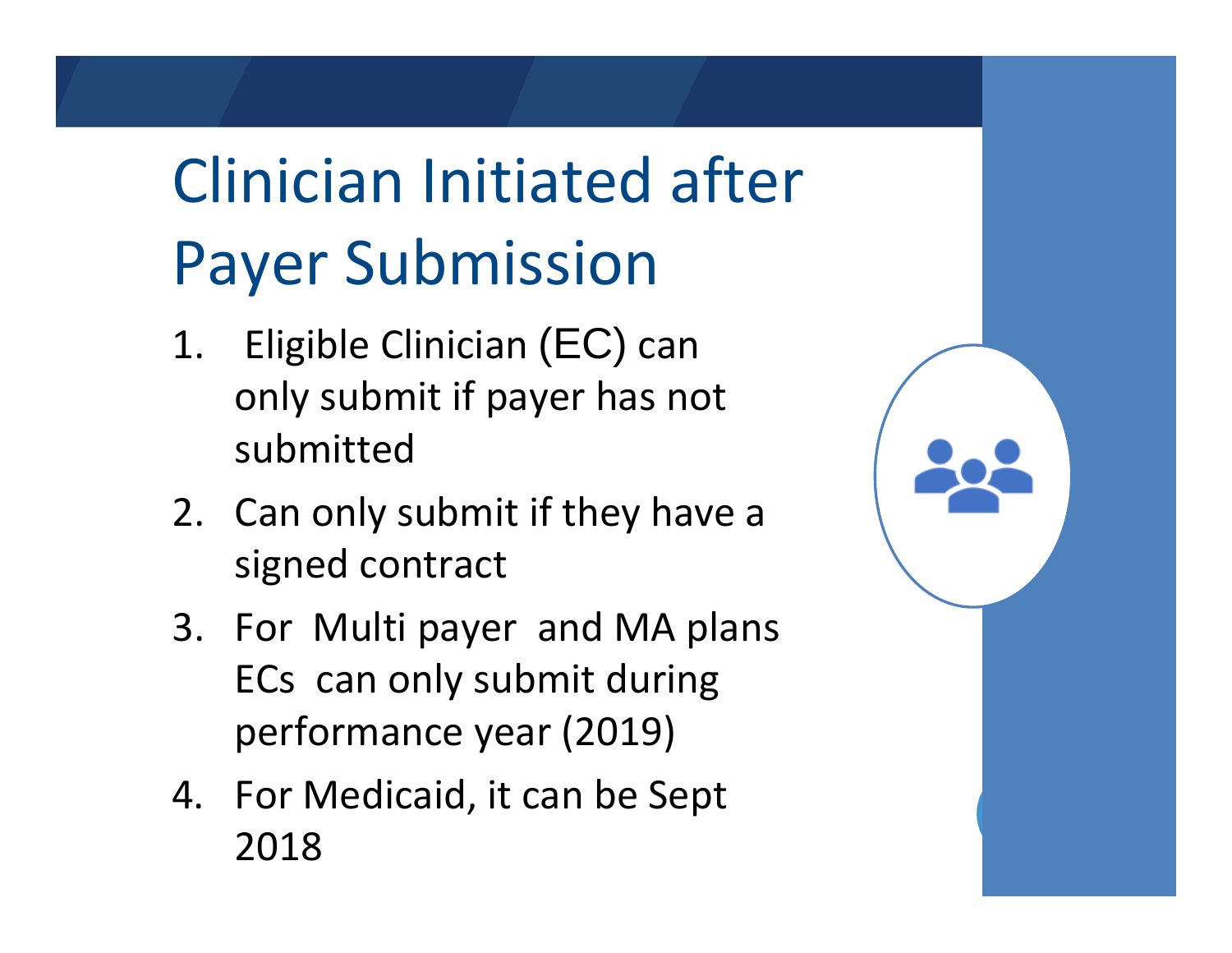# Clinician Initiated after Payer Submission

1. Eligible Clinician (EC) can only submit if payer has not submitted
2. Can only submit if they have a signed contract
3. For Multi payer and MA plans ECs can only submit during performance year (2019)
4. For Medicaid, it can be Sept 2018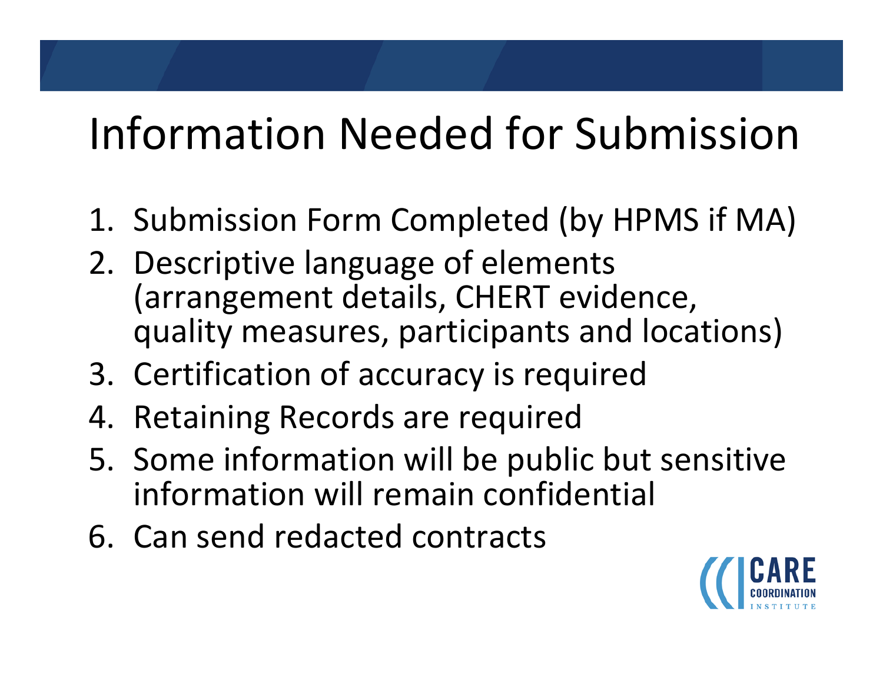# Information Needed for Submission

1. Submission Form Completed (by HPMS if MA)
2. Descriptive language of elements (arrangement details, CHERT evidence, quality measures, participants and locations)
3. Certification of accuracy is required
4. Retaining Records are required
5. Some information will be public but sensitive information will remain confidential
6. Can send redacted contracts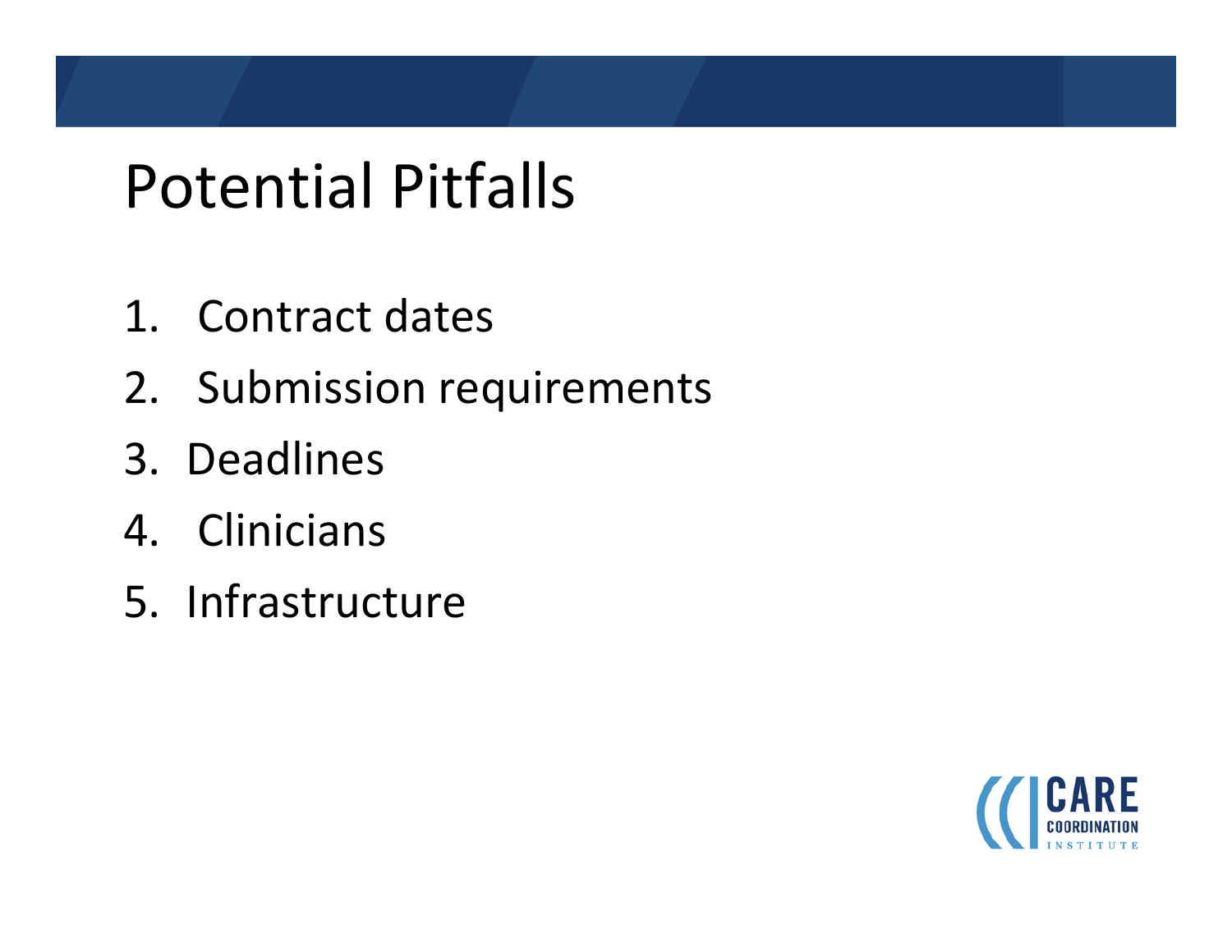# Potential Pitfalls

1. Contract dates
2. Submission requirements
3. Deadlines
4. Clinicians
5. Infrastructure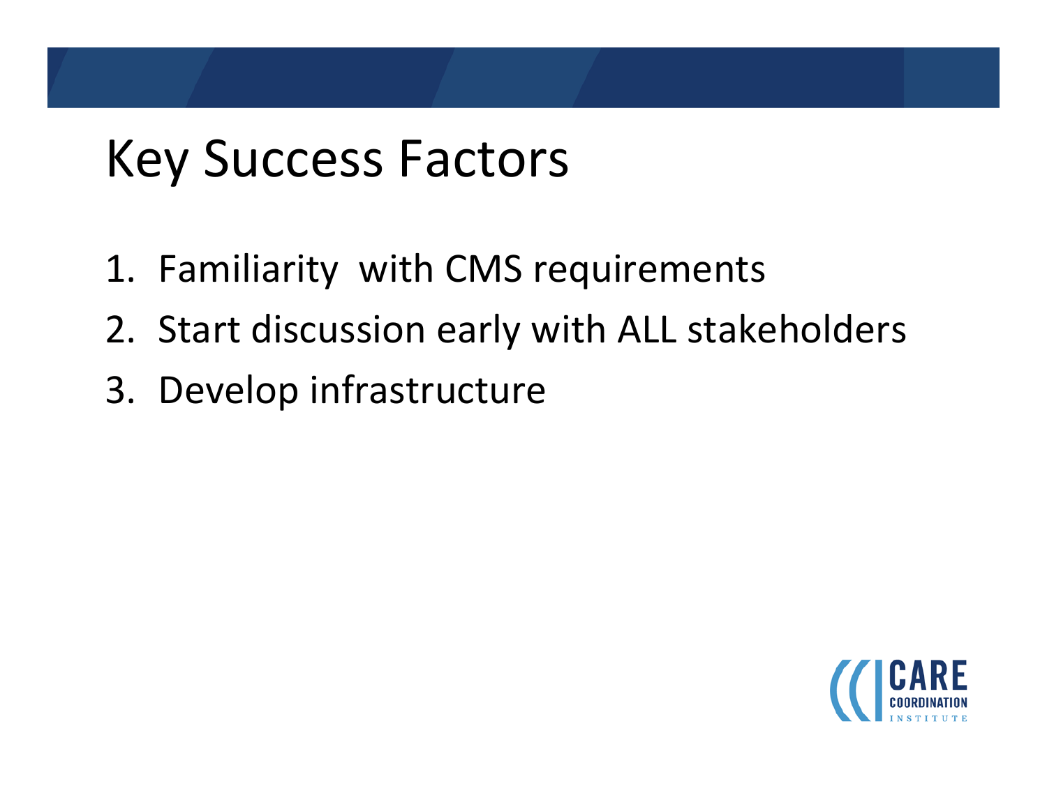# Key Success Factors

1. Familiarity with CMS requirements
2. Start discussion early with ALL stakeholders
3. Develop infrastructure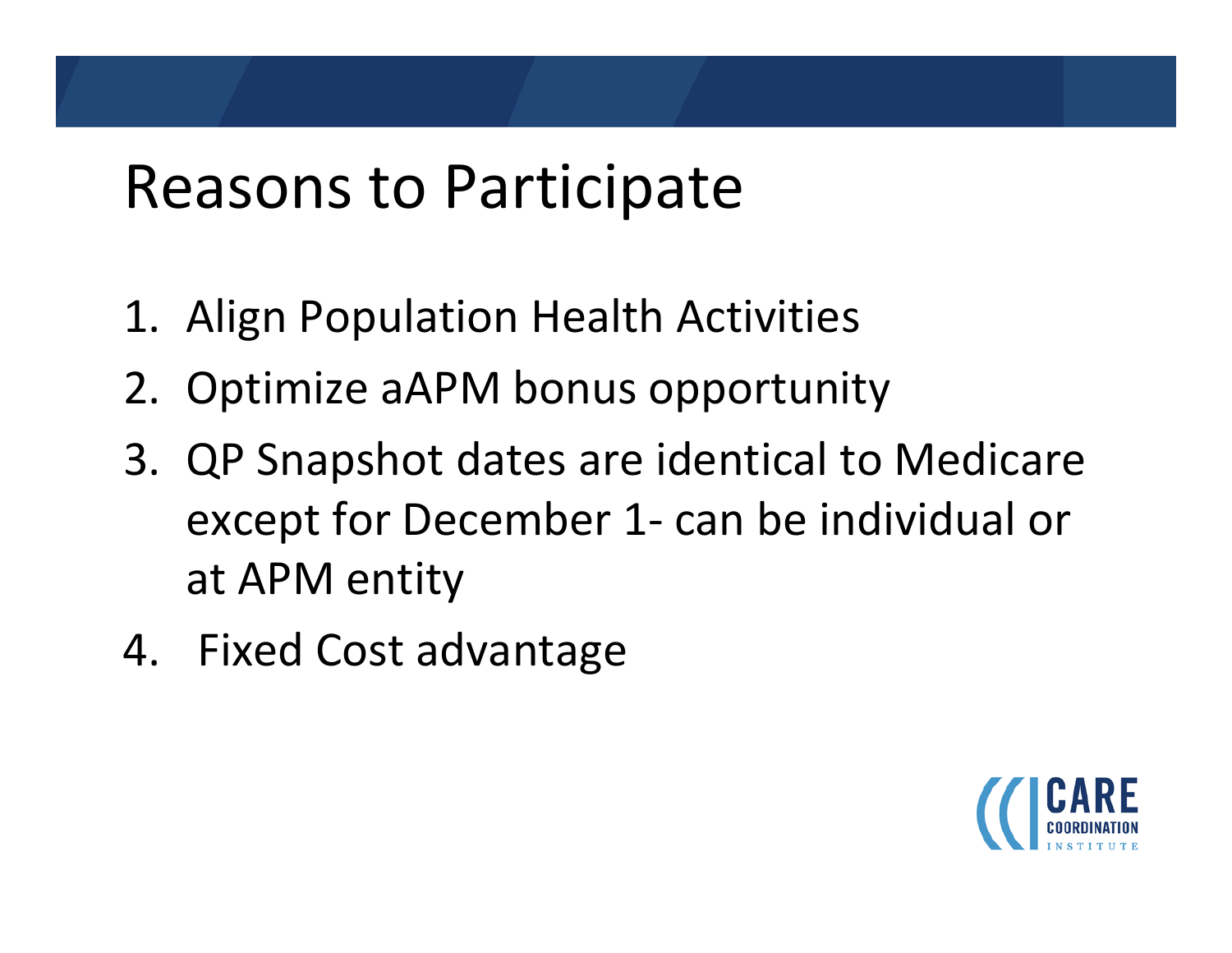# Reasons to Participate

1. Align Population Health Activities
2. Optimize aAPM bonus opportunity
3. QP Snapshot dates are identical to Medicare except for December 1- can be individual or at APM entity
4. Fixed Cost advantage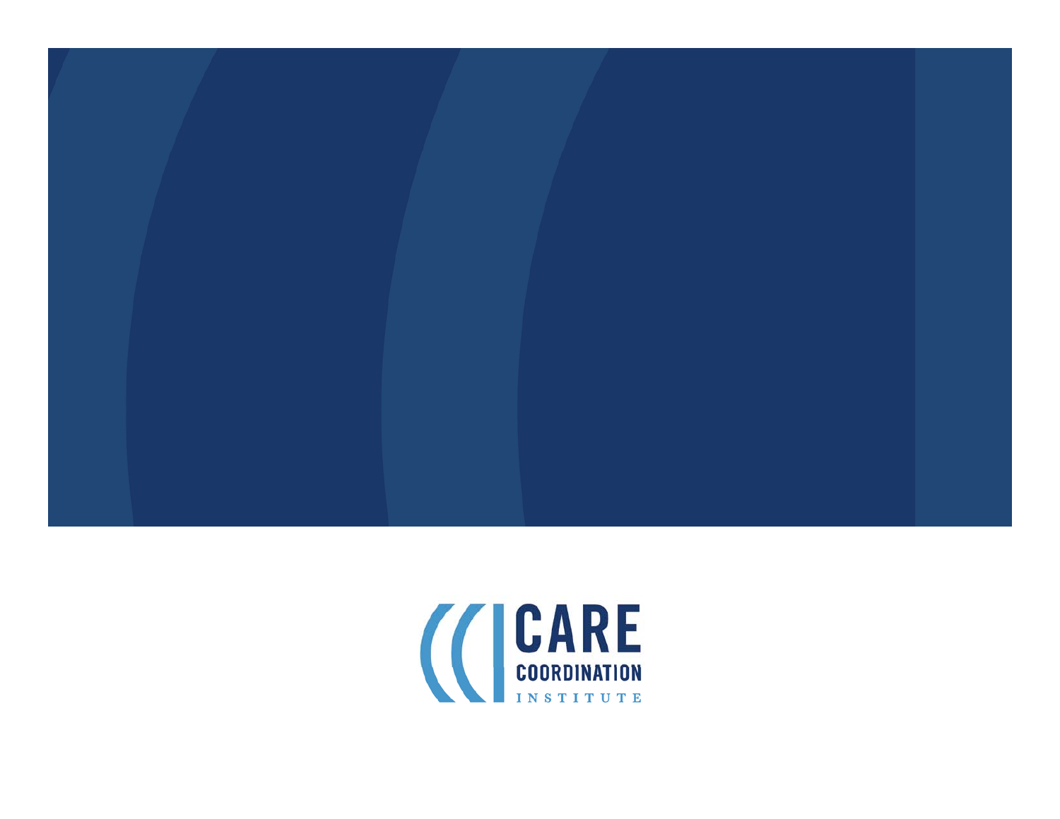CARE COORDINATION INSTITUTE